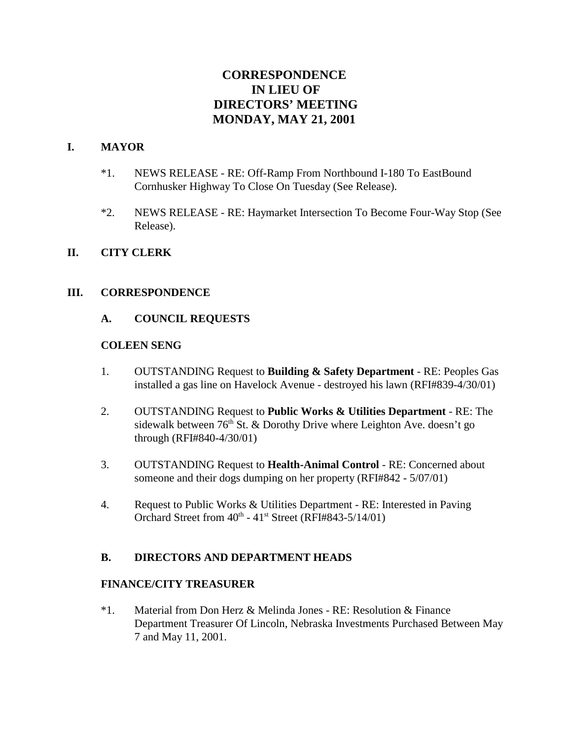# CORRESPONDENCE
# IN LIEU OF
# DIRECTORS' MEETING
# MONDAY, MAY 21, 2001

## I. MAYOR

*1. NEWS RELEASE - RE: Off-Ramp From Northbound I-180 To EastBound Cornhusker Highway To Close On Tuesday (See Release).

*2. NEWS RELEASE - RE: Haymarket Intersection To Become Four-Way Stop (See Release).

## II. CITY CLERK

## III. CORRESPONDENCE

### A. COUNCIL REQUESTS

**COLEEN SENG**

1. OUTSTANDING Request to **Building & Safety Department** - RE: Peoples Gas installed a gas line on Havelock Avenue - destroyed his lawn (RFI#839-4/30/01)

2. OUTSTANDING Request to **Public Works & Utilities Department** - RE: The sidewalk between 76th St. & Dorothy Drive where Leighton Ave. doesn't go through (RFI#840-4/30/01)

3. OUTSTANDING Request to **Health-Animal Control** - RE: Concerned about someone and their dogs dumping on her property (RFI#842 - 5/07/01)

4. Request to Public Works & Utilities Department - RE: Interested in Paving Orchard Street from 40th - 41st Street (RFI#843-5/14/01)

### B. DIRECTORS AND DEPARTMENT HEADS

**FINANCE/CITY TREASURER**

*1. Material from Don Herz & Melinda Jones - RE: Resolution & Finance Department Treasurer Of Lincoln, Nebraska Investments Purchased Between May 7 and May 11, 2001.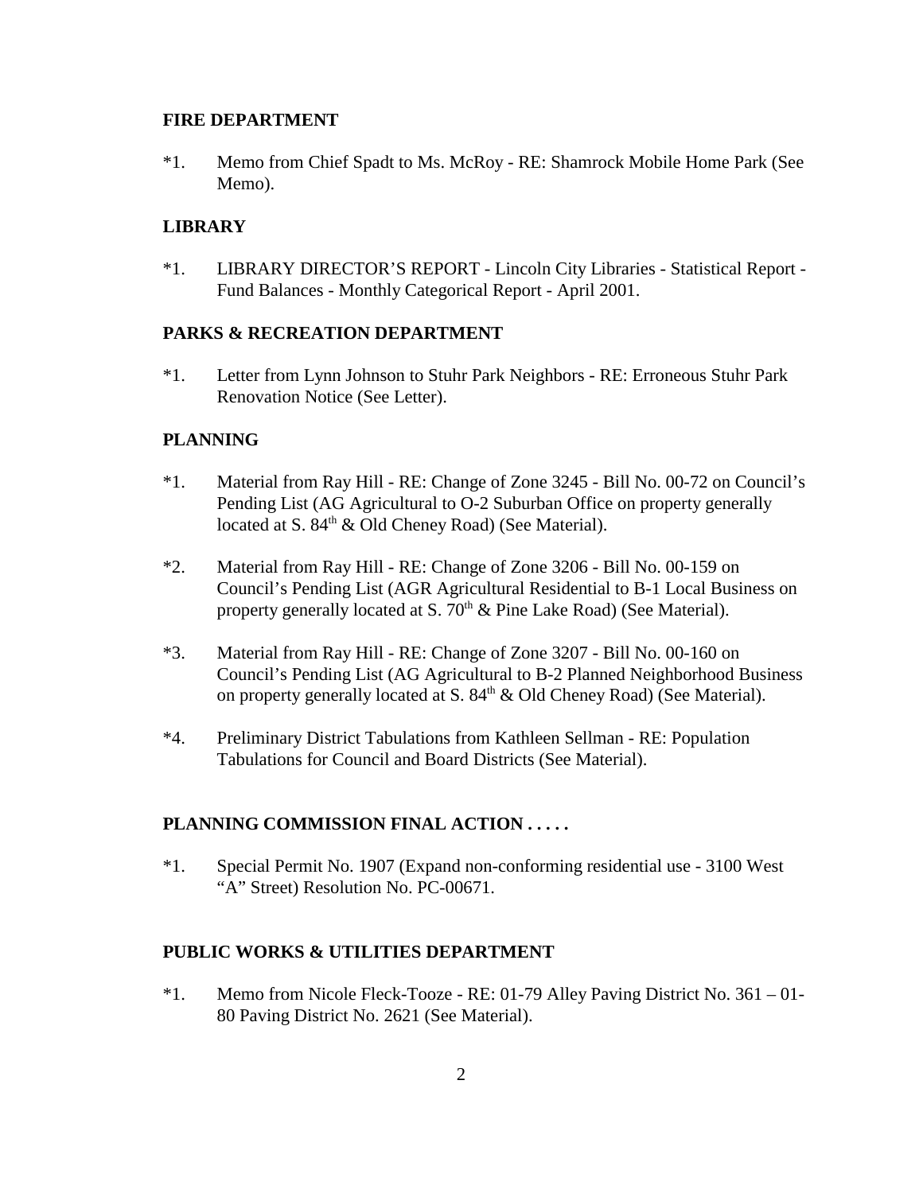**FIRE DEPARTMENT**

*1. Memo from Chief Spadt to Ms. McRoy - RE: Shamrock Mobile Home Park (See Memo).

**LIBRARY**

*1. LIBRARY DIRECTOR'S REPORT - Lincoln City Libraries - Statistical Report - Fund Balances - Monthly Categorical Report - April 2001.

**PARKS & RECREATION DEPARTMENT**

*1. Letter from Lynn Johnson to Stuhr Park Neighbors - RE: Erroneous Stuhr Park Renovation Notice (See Letter).

**PLANNING**

*1. Material from Ray Hill - RE: Change of Zone 3245 - Bill No. 00-72 on Council's Pending List (AG Agricultural to O-2 Suburban Office on property generally located at S. 84th & Old Cheney Road) (See Material).

*2. Material from Ray Hill - RE: Change of Zone 3206 - Bill No. 00-159 on Council's Pending List (AGR Agricultural Residential to B-1 Local Business on property generally located at S. 70th & Pine Lake Road) (See Material).

*3. Material from Ray Hill - RE: Change of Zone 3207 - Bill No. 00-160 on Council's Pending List (AG Agricultural to B-2 Planned Neighborhood Business on property generally located at S. 84th & Old Cheney Road) (See Material).

*4. Preliminary District Tabulations from Kathleen Sellman - RE: Population Tabulations for Council and Board Districts (See Material).

**PLANNING COMMISSION FINAL ACTION . . . . .**

*1. Special Permit No. 1907 (Expand non-conforming residential use - 3100 West "A" Street) Resolution No. PC-00671.

**PUBLIC WORKS & UTILITIES DEPARTMENT**

*1. Memo from Nicole Fleck-Tooze - RE: 01-79 Alley Paving District No. 361 – 01-80 Paving District No. 2621 (See Material).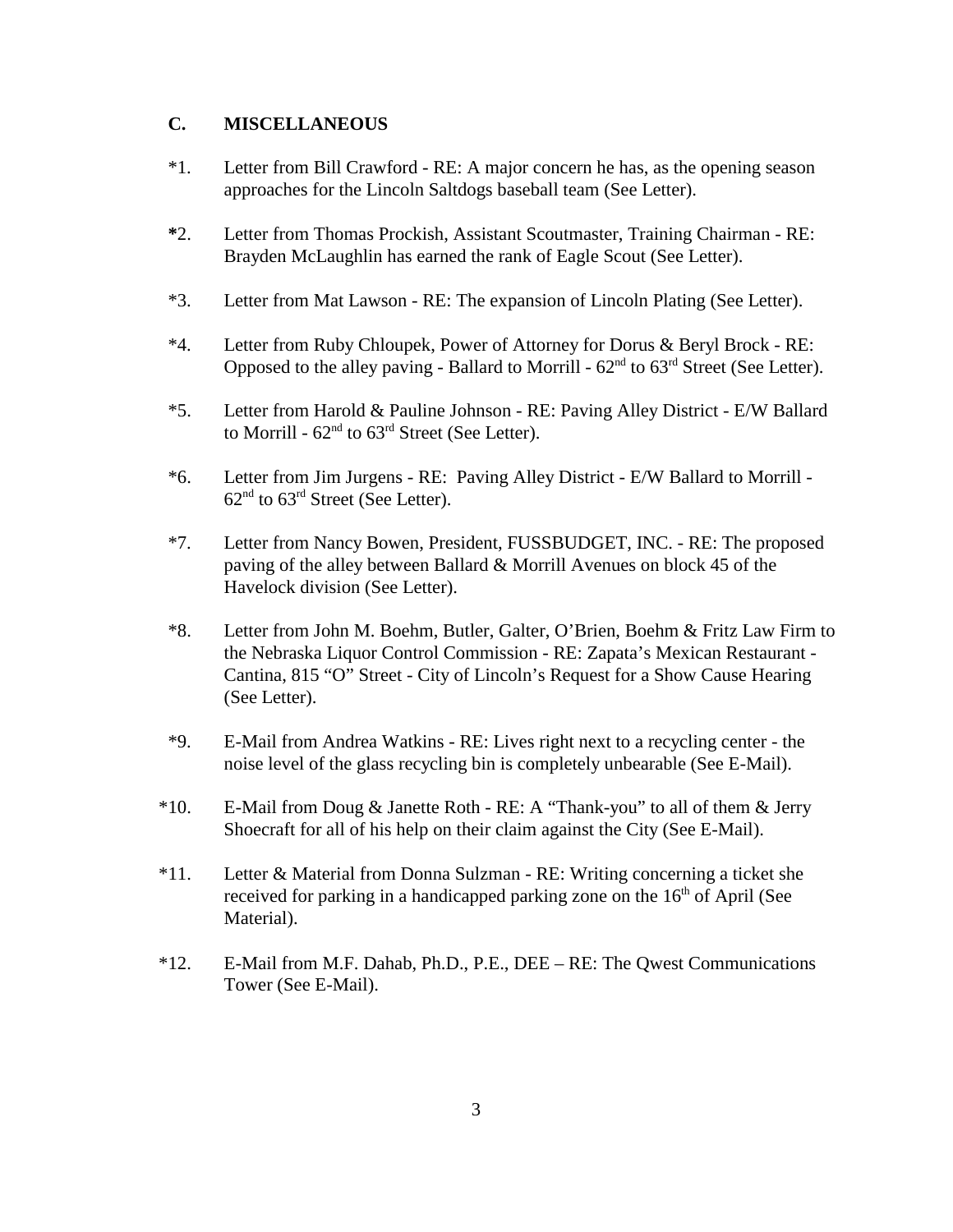## C. MISCELLANEOUS

*1. Letter from Bill Crawford - RE: A major concern he has, as the opening season approaches for the Lincoln Saltdogs baseball team (See Letter).

*2. Letter from Thomas Prockish, Assistant Scoutmaster, Training Chairman - RE: Brayden McLaughlin has earned the rank of Eagle Scout (See Letter).

*3. Letter from Mat Lawson - RE: The expansion of Lincoln Plating (See Letter).

*4. Letter from Ruby Chloupek, Power of Attorney for Dorus & Beryl Brock - RE: Opposed to the alley paving - Ballard to Morrill - 62nd to 63rd Street (See Letter).

*5. Letter from Harold & Pauline Johnson - RE: Paving Alley District - E/W Ballard to Morrill - 62nd to 63rd Street (See Letter).

*6. Letter from Jim Jurgens - RE: Paving Alley District - E/W Ballard to Morrill - 62nd to 63rd Street (See Letter).

*7. Letter from Nancy Bowen, President, FUSSBUDGET, INC. - RE: The proposed paving of the alley between Ballard & Morrill Avenues on block 45 of the Havelock division (See Letter).

*8. Letter from John M. Boehm, Butler, Galter, O'Brien, Boehm & Fritz Law Firm to the Nebraska Liquor Control Commission - RE: Zapata's Mexican Restaurant - Cantina, 815 "O" Street - City of Lincoln's Request for a Show Cause Hearing (See Letter).

*9. E-Mail from Andrea Watkins - RE: Lives right next to a recycling center - the noise level of the glass recycling bin is completely unbearable (See E-Mail).

*10. E-Mail from Doug & Janette Roth - RE: A "Thank-you" to all of them & Jerry Shoecraft for all of his help on their claim against the City (See E-Mail).

*11. Letter & Material from Donna Sulzman - RE: Writing concerning a ticket she received for parking in a handicapped parking zone on the 16th of April (See Material).

*12. E-Mail from M.F. Dahab, Ph.D., P.E., DEE – RE: The Qwest Communications Tower (See E-Mail).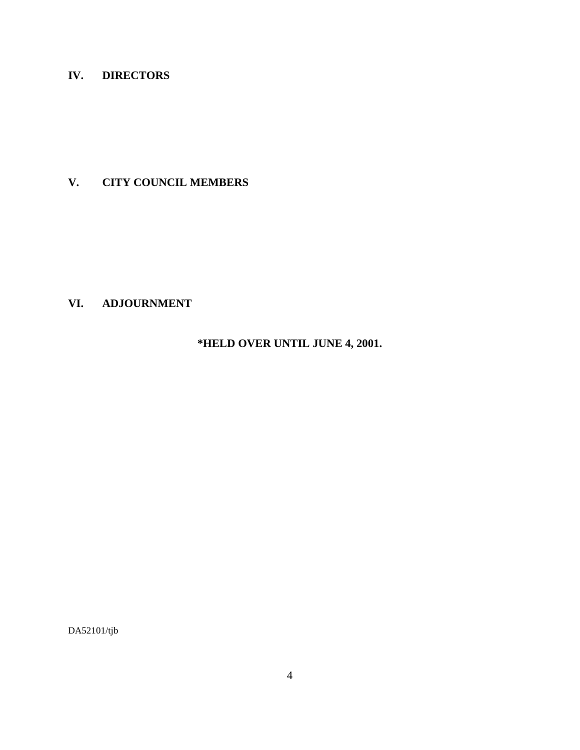## IV. DIRECTORS

## V. CITY COUNCIL MEMBERS

## VI. ADJOURNMENT

**\*HELD OVER UNTIL JUNE 4, 2001.**

DA52101/tjb